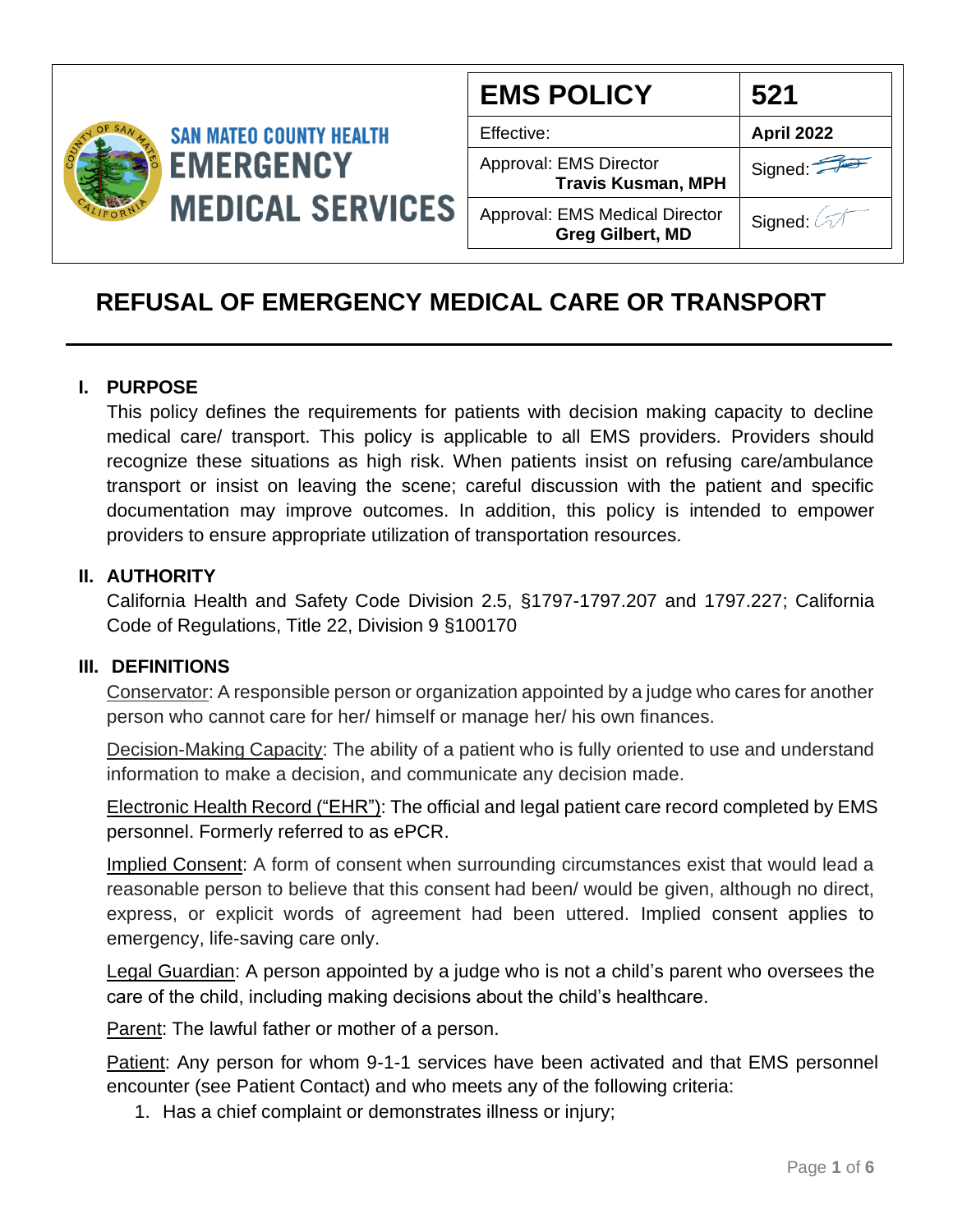SAN MATEO COUNTY HEALTH
EMERGENCY MEDICAL SERVICES

| EMS POLICY | 521 |
| --- | --- |
| Effective: | **April 2022** |
| Approval: EMS Director **Travis Kusman, MPH** | Signed: |
| Approval: EMS Medical Director **Greg Gilbert, MD** | Signed: |

# REFUSAL OF EMERGENCY MEDICAL CARE OR TRANSPORT

## I. PURPOSE

This policy defines the requirements for patients with decision making capacity to decline medical care/ transport. This policy is applicable to all EMS providers. Providers should recognize these situations as high risk. When patients insist on refusing care/ambulance transport or insist on leaving the scene; careful discussion with the patient and specific documentation may improve outcomes. In addition, this policy is intended to empower providers to ensure appropriate utilization of transportation resources.

## II. AUTHORITY

California Health and Safety Code Division 2.5, §1797-1797.207 and 1797.227; California Code of Regulations, Title 22, Division 9 §100170

## III. DEFINITIONS

Conservator: A responsible person or organization appointed by a judge who cares for another person who cannot care for her/ himself or manage her/ his own finances.

Decision-Making Capacity: The ability of a patient who is fully oriented to use and understand information to make a decision, and communicate any decision made.

Electronic Health Record ("EHR"): The official and legal patient care record completed by EMS personnel. Formerly referred to as ePCR.

Implied Consent: A form of consent when surrounding circumstances exist that would lead a reasonable person to believe that this consent had been/ would be given, although no direct, express, or explicit words of agreement had been uttered. Implied consent applies to emergency, life-saving care only.

Legal Guardian: A person appointed by a judge who is not a child's parent who oversees the care of the child, including making decisions about the child's healthcare.

Parent: The lawful father or mother of a person.

Patient: Any person for whom 9-1-1 services have been activated and that EMS personnel encounter (see Patient Contact) and who meets any of the following criteria:

1. Has a chief complaint or demonstrates illness or injury;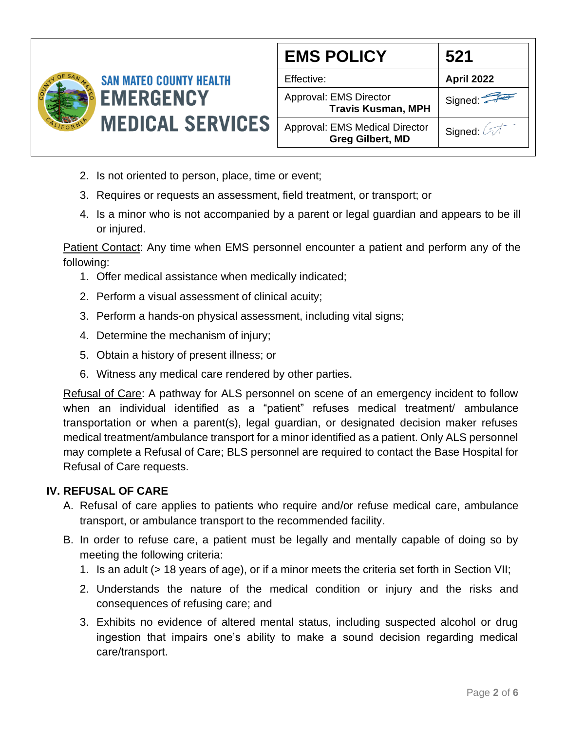2. Is not oriented to person, place, time or event;
3. Requires or requests an assessment, field treatment, or transport; or
4. Is a minor who is not accompanied by a parent or legal guardian and appears to be ill or injured.

Patient Contact: Any time when EMS personnel encounter a patient and perform any of the following:

1. Offer medical assistance when medically indicated;
2. Perform a visual assessment of clinical acuity;
3. Perform a hands-on physical assessment, including vital signs;
4. Determine the mechanism of injury;
5. Obtain a history of present illness; or
6. Witness any medical care rendered by other parties.

Refusal of Care: A pathway for ALS personnel on scene of an emergency incident to follow when an individual identified as a "patient" refuses medical treatment/ ambulance transportation or when a parent(s), legal guardian, or designated decision maker refuses medical treatment/ambulance transport for a minor identified as a patient. Only ALS personnel may complete a Refusal of Care; BLS personnel are required to contact the Base Hospital for Refusal of Care requests.

## IV. REFUSAL OF CARE

A. Refusal of care applies to patients who require and/or refuse medical care, ambulance transport, or ambulance transport to the recommended facility.

B. In order to refuse care, a patient must be legally and mentally capable of doing so by meeting the following criteria:

   1. Is an adult (> 18 years of age), or if a minor meets the criteria set forth in Section VII;
   2. Understands the nature of the medical condition or injury and the risks and consequences of refusing care; and
   3. Exhibits no evidence of altered mental status, including suspected alcohol or drug ingestion that impairs one's ability to make a sound decision regarding medical care/transport.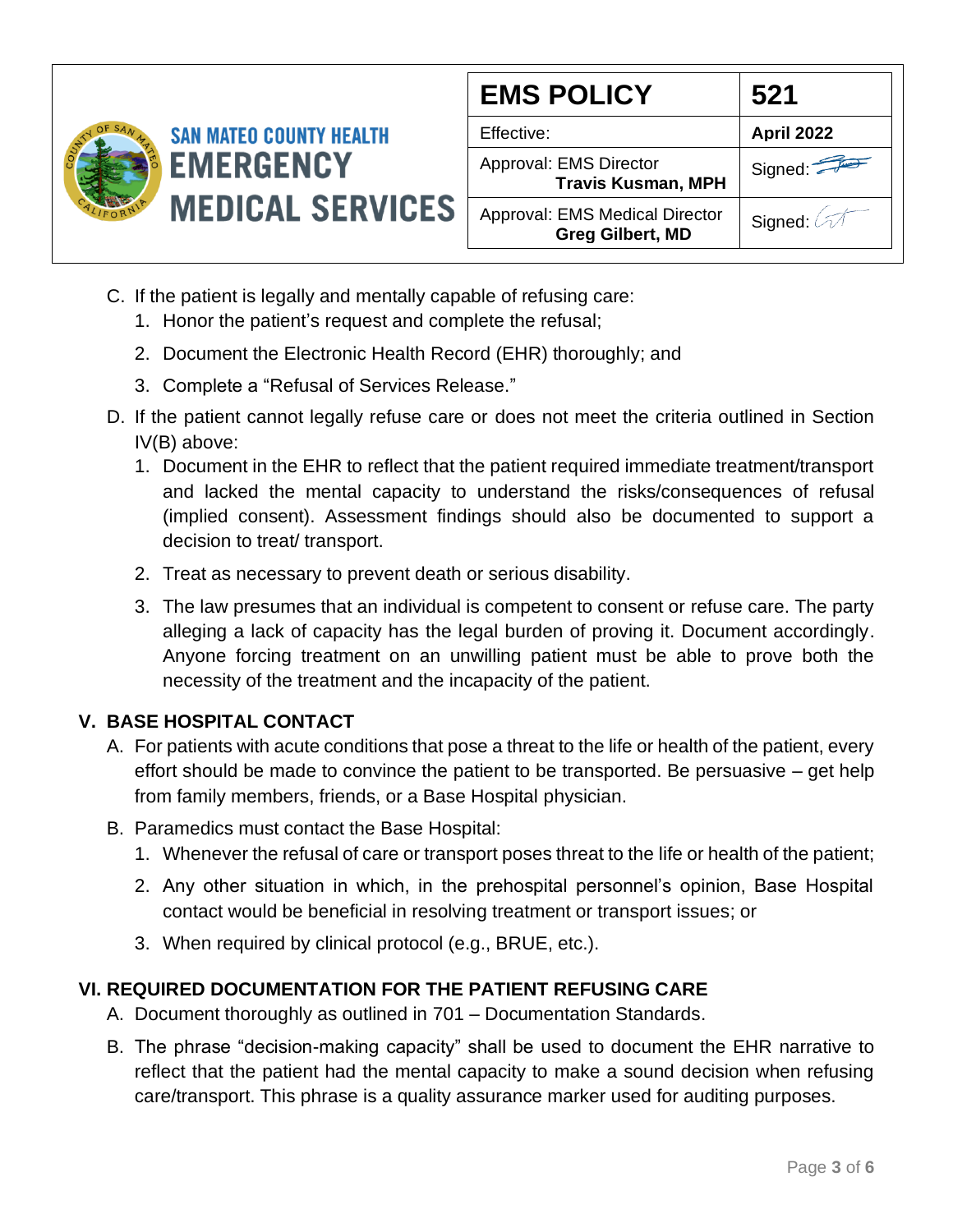C. If the patient is legally and mentally capable of refusing care:
   1. Honor the patient's request and complete the refusal;
   2. Document the Electronic Health Record (EHR) thoroughly; and
   3. Complete a "Refusal of Services Release."

D. If the patient cannot legally refuse care or does not meet the criteria outlined in Section IV(B) above:
   1. Document in the EHR to reflect that the patient required immediate treatment/transport and lacked the mental capacity to understand the risks/consequences of refusal (implied consent). Assessment findings should also be documented to support a decision to treat/ transport.
   2. Treat as necessary to prevent death or serious disability.
   3. The law presumes that an individual is competent to consent or refuse care. The party alleging a lack of capacity has the legal burden of proving it. Document accordingly. Anyone forcing treatment on an unwilling patient must be able to prove both the necessity of the treatment and the incapacity of the patient.

## V. BASE HOSPITAL CONTACT

A. For patients with acute conditions that pose a threat to the life or health of the patient, every effort should be made to convince the patient to be transported. Be persuasive – get help from family members, friends, or a Base Hospital physician.

B. Paramedics must contact the Base Hospital:
   1. Whenever the refusal of care or transport poses threat to the life or health of the patient;
   2. Any other situation in which, in the prehospital personnel's opinion, Base Hospital contact would be beneficial in resolving treatment or transport issues; or
   3. When required by clinical protocol (e.g., BRUE, etc.).

## VI. REQUIRED DOCUMENTATION FOR THE PATIENT REFUSING CARE

A. Document thoroughly as outlined in 701 – Documentation Standards.

B. The phrase "decision-making capacity" shall be used to document the EHR narrative to reflect that the patient had the mental capacity to make a sound decision when refusing care/transport. This phrase is a quality assurance marker used for auditing purposes.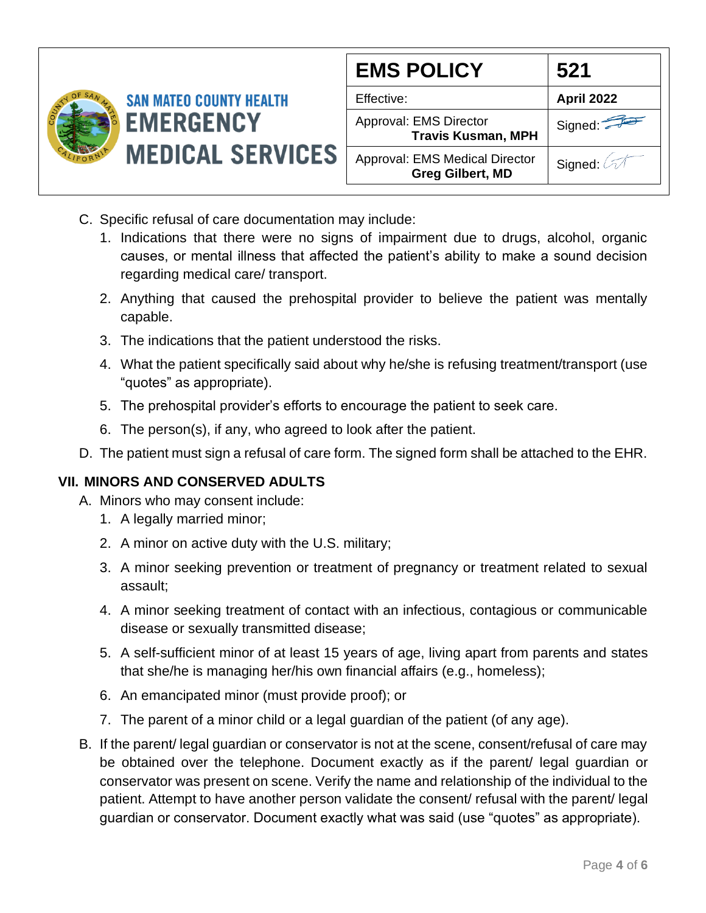C. Specific refusal of care documentation may include:
   1. Indications that there were no signs of impairment due to drugs, alcohol, organic causes, or mental illness that affected the patient's ability to make a sound decision regarding medical care/ transport.
   2. Anything that caused the prehospital provider to believe the patient was mentally capable.
   3. The indications that the patient understood the risks.
   4. What the patient specifically said about why he/she is refusing treatment/transport (use "quotes" as appropriate).
   5. The prehospital provider's efforts to encourage the patient to seek care.
   6. The person(s), if any, who agreed to look after the patient.

D. The patient must sign a refusal of care form. The signed form shall be attached to the EHR.

## VII. MINORS AND CONSERVED ADULTS

A. Minors who may consent include:
   1. A legally married minor;
   2. A minor on active duty with the U.S. military;
   3. A minor seeking prevention or treatment of pregnancy or treatment related to sexual assault;
   4. A minor seeking treatment of contact with an infectious, contagious or communicable disease or sexually transmitted disease;
   5. A self-sufficient minor of at least 15 years of age, living apart from parents and states that she/he is managing her/his own financial affairs (e.g., homeless);
   6. An emancipated minor (must provide proof); or
   7. The parent of a minor child or a legal guardian of the patient (of any age).

B. If the parent/ legal guardian or conservator is not at the scene, consent/refusal of care may be obtained over the telephone. Document exactly as if the parent/ legal guardian or conservator was present on scene. Verify the name and relationship of the individual to the patient. Attempt to have another person validate the consent/ refusal with the parent/ legal guardian or conservator. Document exactly what was said (use "quotes" as appropriate).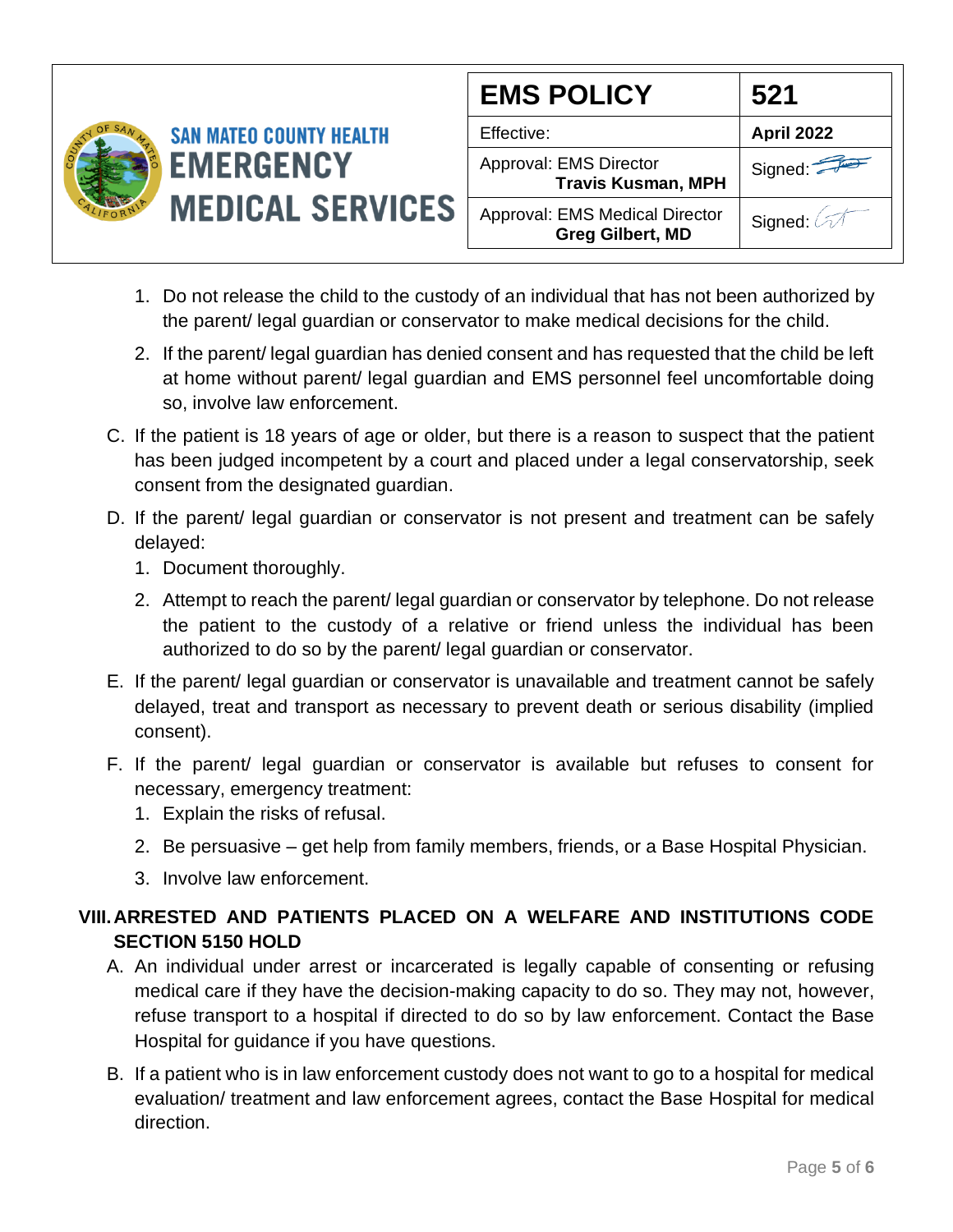1. Do not release the child to the custody of an individual that has not been authorized by the parent/ legal guardian or conservator to make medical decisions for the child.
2. If the parent/ legal guardian has denied consent and has requested that the child be left at home without parent/ legal guardian and EMS personnel feel uncomfortable doing so, involve law enforcement.

C. If the patient is 18 years of age or older, but there is a reason to suspect that the patient has been judged incompetent by a court and placed under a legal conservatorship, seek consent from the designated guardian.

D. If the parent/ legal guardian or conservator is not present and treatment can be safely delayed:
   1. Document thoroughly.
   2. Attempt to reach the parent/ legal guardian or conservator by telephone. Do not release the patient to the custody of a relative or friend unless the individual has been authorized to do so by the parent/ legal guardian or conservator.

E. If the parent/ legal guardian or conservator is unavailable and treatment cannot be safely delayed, treat and transport as necessary to prevent death or serious disability (implied consent).

F. If the parent/ legal guardian or conservator is available but refuses to consent for necessary, emergency treatment:
   1. Explain the risks of refusal.
   2. Be persuasive – get help from family members, friends, or a Base Hospital Physician.
   3. Involve law enforcement.

## VIII. ARRESTED AND PATIENTS PLACED ON A WELFARE AND INSTITUTIONS CODE SECTION 5150 HOLD

A. An individual under arrest or incarcerated is legally capable of consenting or refusing medical care if they have the decision-making capacity to do so. They may not, however, refuse transport to a hospital if directed to do so by law enforcement. Contact the Base Hospital for guidance if you have questions.

B. If a patient who is in law enforcement custody does not want to go to a hospital for medical evaluation/ treatment and law enforcement agrees, contact the Base Hospital for medical direction.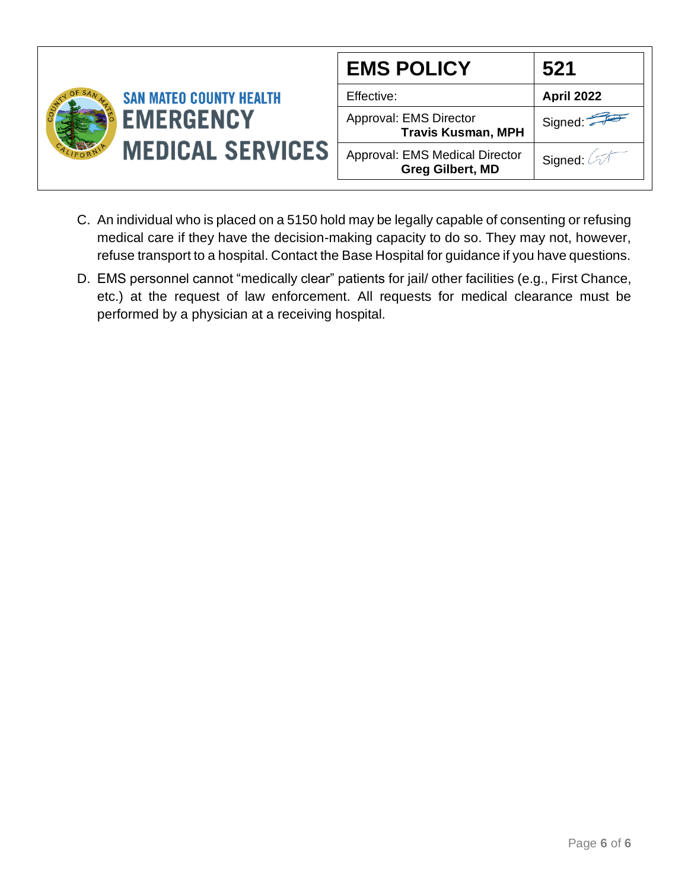C. An individual who is placed on a 5150 hold may be legally capable of consenting or refusing medical care if they have the decision-making capacity to do so. They may not, however, refuse transport to a hospital. Contact the Base Hospital for guidance if you have questions.

D. EMS personnel cannot "medically clear" patients for jail/ other facilities (e.g., First Chance, etc.) at the request of law enforcement. All requests for medical clearance must be performed by a physician at a receiving hospital.